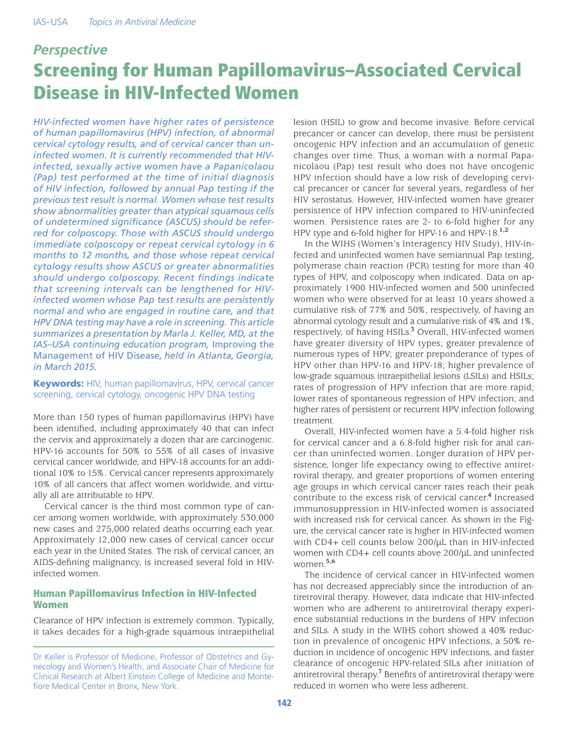*Perspective*

# Screening for Human Papillomavirus–Associated Cervical Disease in HIV-Infected Women

*HIV-infected women have higher rates of persistence of human papillomavirus (HPV) infection, of abnormal cervical cytology results, and of cervical cancer than uninfected women. It is currently recommended that HIV-infected, sexually active women have a Papanicolaou (Pap) test performed at the time of initial diagnosis of HIV infection, followed by annual Pap testing if the previous test result is normal. Women whose test results show abnormalities greater than atypical squamous cells of undetermined significance (ASCUS) should be referred for colposcopy. Those with ASCUS should undergo immediate colposcopy or repeat cervical cytology in 6 months to 12 months, and those whose repeat cervical cytology results show ASCUS or greater abnormalities should undergo colposcopy. Recent findings indicate that screening intervals can be lengthened for HIV-infected women whose Pap test results are persistently normal and who are engaged in routine care, and that HPV DNA testing may have a role in screening. This article summarizes a presentation by Marla J. Keller, MD, at the IAS–USA continuing education program,* Improving the Management of HIV Disease*, held in Atlanta, Georgia, in March 2015.*

**Keywords:** HIV, human papillomavirus, HPV, cervical cancer screening, cervical cytology, oncogenic HPV DNA testing

More than 150 types of human papillomavirus (HPV) have been identified, including approximately 40 that can infect the cervix and approximately a dozen that are carcinogenic. HPV-16 accounts for 50% to 55% of all cases of invasive cervical cancer worldwide, and HPV-18 accounts for an additional 10% to 15%. Cervical cancer represents approximately 10% of all cancers that affect women worldwide, and virtually all are attributable to HPV.

Cervical cancer is the third most common type of cancer among women worldwide, with approximately 530,000 new cases and 275,000 related deaths occurring each year. Approximately 12,000 new cases of cervical cancer occur each year in the United States. The risk of cervical cancer, an AIDS-defining malignancy, is increased several fold in HIV-infected women.

## Human Papillomavirus Infection in HIV-Infected Women

Clearance of HPV infection is extremely common. Typically, it takes decades for a high-grade squamous intraepithelial lesion (HSIL) to grow and become invasive. Before cervical precancer or cancer can develop, there must be persistent oncogenic HPV infection and an accumulation of genetic changes over time. Thus, a woman with a normal Papanicolaou (Pap) test result who does not have oncogenic HPV infection should have a low risk of developing cervical precancer or cancer for several years, regardless of her HIV serostatus. However, HIV-infected women have greater persistence of HPV infection compared to HIV-uninfected women. Persistence rates are 2- to 6-fold higher for any HPV type and 6-fold higher for HPV-16 and HPV-18.[1,2]

In the WIHS (Women's Interagency HIV Study), HIV-infected and uninfected women have semiannual Pap testing, polymerase chain reaction (PCR) testing for more than 40 types of HPV, and colposcopy when indicated. Data on approximately 1900 HIV-infected women and 500 uninfected women who were observed for at least 10 years showed a cumulative risk of 77% and 50%, respectively, of having an abnormal cytology result and a cumulative risk of 4% and 1%, respectively, of having HSILs.[3] Overall, HIV-infected women have greater diversity of HPV types; greater prevalence of numerous types of HPV; greater preponderance of types of HPV other than HPV-16 and HPV-18; higher prevalence of low-grade squamous intraepithelial lesions (LSILs) and HSILs; rates of progression of HPV infection that are more rapid; lower rates of spontaneous regression of HPV infection; and higher rates of persistent or recurrent HPV infection following treatment.

Overall, HIV-infected women have a 5.4-fold higher risk for cervical cancer and a 6.8-fold higher risk for anal cancer than uninfected women. Longer duration of HPV persistence, longer life expectancy owing to effective antiretroviral therapy, and greater proportions of women entering age groups in which cervical cancer rates reach their peak contribute to the excess risk of cervical cancer.[4] Increased immunosuppression in HIV-infected women is associated with increased risk for cervical cancer. As shown in the Figure, the cervical cancer rate is higher in HIV-infected women with CD4+ cell counts below 200/µL than in HIV-infected women with CD4+ cell counts above 200/µL and uninfected women.[5,6]

The incidence of cervical cancer in HIV-infected women has not decreased appreciably since the introduction of antiretroviral therapy. However, data indicate that HIV-infected women who are adherent to antiretroviral therapy experience substantial reductions in the burdens of HPV infection and SILs. A study in the WIHS cohort showed a 40% reduction in prevalence of oncogenic HPV infections, a 50% reduction in incidence of oncogenic HPV infections, and faster clearance of oncogenic HPV-related SILs after initiation of antiretroviral therapy.[7] Benefits of antiretroviral therapy were reduced in women who were less adherent.

Dr Keller is Professor of Medicine, Professor of Obstetrics and Gynecology and Women's Health, and Associate Chair of Medicine for Clinical Research at Albert Einstein College of Medicine and Montefiore Medical Center in Bronx, New York.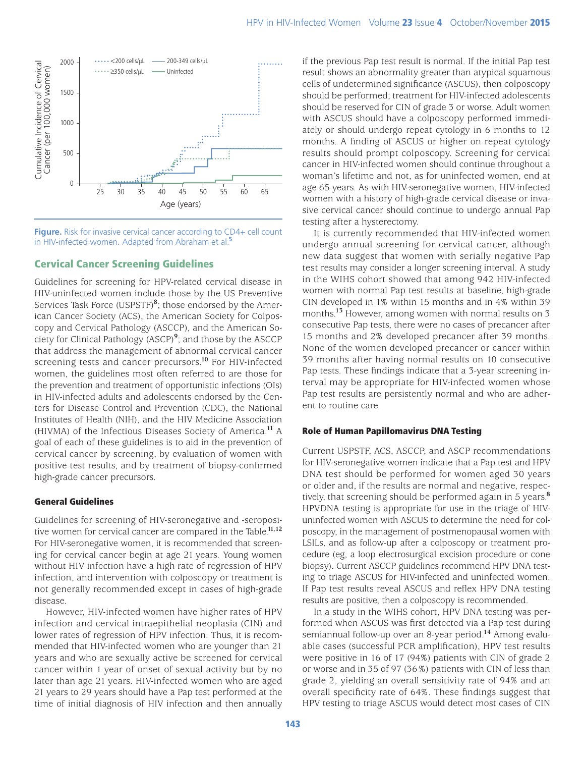**Figure.** Risk for invasive cervical cancer according to CD4+ cell count in HIV-infected women. Adapted from Abraham et al.[5]

## Cervical Cancer Screening Guidelines

Guidelines for screening for HPV-related cervical disease in HIV-uninfected women include those by the US Preventive Services Task Force (USPSTF)[8]; those endorsed by the American Cancer Society (ACS), the American Society for Colposcopy and Cervical Pathology (ASCCP), and the American Society for Clinical Pathology (ASCP)[9]; and those by the ASCCP that address the management of abnormal cervical cancer screening tests and cancer precursors.[10] For HIV-infected women, the guidelines most often referred to are those for the prevention and treatment of opportunistic infections (OIs) in HIV-infected adults and adolescents endorsed by the Centers for Disease Control and Prevention (CDC), the National Institutes of Health (NIH), and the HIV Medicine Association (HIVMA) of the Infectious Diseases Society of America.[11] A goal of each of these guidelines is to aid in the prevention of cervical cancer by screening, by evaluation of women with positive test results, and by treatment of biopsy-confirmed high-grade cancer precursors.

### General Guidelines

Guidelines for screening of HIV-seronegative and -seropositive women for cervical cancer are compared in the Table.[11,12] For HIV-seronegative women, it is recommended that screening for cervical cancer begin at age 21 years. Young women without HIV infection have a high rate of regression of HPV infection, and intervention with colposcopy or treatment is not generally recommended except in cases of high-grade disease.

However, HIV-infected women have higher rates of HPV infection and cervical intraepithelial neoplasia (CIN) and lower rates of regression of HPV infection. Thus, it is recommended that HIV-infected women who are younger than 21 years and who are sexually active be screened for cervical cancer within 1 year of onset of sexual activity but by no later than age 21 years. HIV-infected women who are aged 21 years to 29 years should have a Pap test performed at the time of initial diagnosis of HIV infection and then annually if the previous Pap test result is normal. If the initial Pap test result shows an abnormality greater than atypical squamous cells of undetermined significance (ASCUS), then colposcopy should be performed; treatment for HIV-infected adolescents should be reserved for CIN of grade 3 or worse. Adult women with ASCUS should have a colposcopy performed immediately or should undergo repeat cytology in 6 months to 12 months. A finding of ASCUS or higher on repeat cytology results should prompt colposcopy. Screening for cervical cancer in HIV-infected women should continue throughout a woman's lifetime and not, as for uninfected women, end at age 65 years. As with HIV-seronegative women, HIV-infected women with a history of high-grade cervical disease or invasive cervical cancer should continue to undergo annual Pap testing after a hysterectomy.

It is currently recommended that HIV-infected women undergo annual screening for cervical cancer, although new data suggest that women with serially negative Pap test results may consider a longer screening interval. A study in the WIHS cohort showed that among 942 HIV-infected women with normal Pap test results at baseline, high-grade CIN developed in 1% within 15 months and in 4% within 39 months.[13] However, among women with normal results on 3 consecutive Pap tests, there were no cases of precancer after 15 months and 2% developed precancer after 39 months. None of the women developed precancer or cancer within 39 months after having normal results on 10 consecutive Pap tests. These findings indicate that a 3-year screening interval may be appropriate for HIV-infected women whose Pap test results are persistently normal and who are adherent to routine care.

### Role of Human Papillomavirus DNA Testing

Current USPSTF, ACS, ASCCP, and ASCP recommendations for HIV-seronegative women indicate that a Pap test and HPV DNA test should be performed for women aged 30 years or older and, if the results are normal and negative, respectively, that screening should be performed again in 5 years.[8] HPVDNA testing is appropriate for use in the triage of HIV-uninfected women with ASCUS to determine the need for colposcopy, in the management of postmenopausal women with LSILs, and as follow-up after a colposcopy or treatment procedure (eg, a loop electrosurgical excision procedure or cone biopsy). Current ASCCP guidelines recommend HPV DNA testing to triage ASCUS for HIV-infected and uninfected women. If Pap test results reveal ASCUS and reflex HPV DNA testing results are positive, then a colposcopy is recommended.

In a study in the WIHS cohort, HPV DNA testing was performed when ASCUS was first detected via a Pap test during semiannual follow-up over an 8-year period.[14] Among evaluable cases (successful PCR amplification), HPV test results were positive in 16 of 17 (94%) patients with CIN of grade 2 or worse and in 35 of 97 (36%) patients with CIN of less than grade 2, yielding an overall sensitivity rate of 94% and an overall specificity rate of 64%. These findings suggest that HPV testing to triage ASCUS would detect most cases of CIN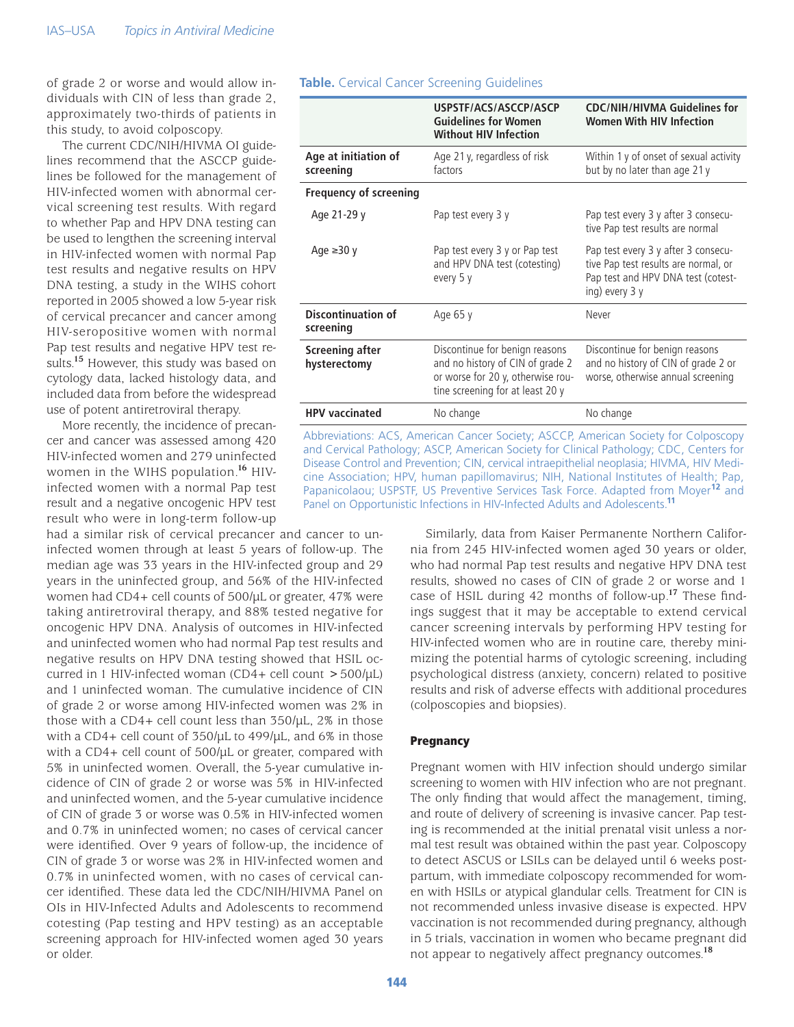of grade 2 or worse and would allow individuals with CIN of less than grade 2, approximately two-thirds of patients in this study, to avoid colposcopy.

The current CDC/NIH/HIVMA OI guidelines recommend that the ASCCP guidelines be followed for the management of HIV-infected women with abnormal cervical screening test results. With regard to whether Pap and HPV DNA testing can be used to lengthen the screening interval in HIV-infected women with normal Pap test results and negative results on HPV DNA testing, a study in the WIHS cohort reported in 2005 showed a low 5-year risk of cervical precancer and cancer among HIV-seropositive women with normal Pap test results and negative HPV test results.[15] However, this study was based on cytology data, lacked histology data, and included data from before the widespread use of potent antiretroviral therapy.

More recently, the incidence of precancer and cancer was assessed among 420 HIV-infected women and 279 uninfected women in the WIHS population.[16] HIV-infected women with a normal Pap test result and a negative oncogenic HPV test result who were in long-term follow-up had a similar risk of cervical precancer and cancer to uninfected women through at least 5 years of follow-up. The median age was 33 years in the HIV-infected group and 29 years in the uninfected group, and 56% of the HIV-infected women had CD4+ cell counts of 500/µL or greater, 47% were taking antiretroviral therapy, and 88% tested negative for oncogenic HPV DNA. Analysis of outcomes in HIV-infected and uninfected women who had normal Pap test results and negative results on HPV DNA testing showed that HSIL occurred in 1 HIV-infected woman (CD4+ cell count > 500/µL) and 1 uninfected woman. The cumulative incidence of CIN of grade 2 or worse among HIV-infected women was 2% in those with a CD4+ cell count less than 350/µL, 2% in those with a CD4+ cell count of 350/µL to 499/µL, and 6% in those with a CD4+ cell count of 500/µL or greater, compared with 5% in uninfected women. Overall, the 5-year cumulative incidence of CIN of grade 2 or worse was 5% in HIV-infected and uninfected women, and the 5-year cumulative incidence of CIN of grade 3 or worse was 0.5% in HIV-infected women and 0.7% in uninfected women; no cases of cervical cancer were identified. Over 9 years of follow-up, the incidence of CIN of grade 3 or worse was 2% in HIV-infected women and 0.7% in uninfected women, with no cases of cervical cancer identified. These data led the CDC/NIH/HIVMA Panel on OIs in HIV-Infected Adults and Adolescents to recommend cotesting (Pap testing and HPV testing) as an acceptable screening approach for HIV-infected women aged 30 years or older.

**Table.** Cervical Cancer Screening Guidelines

| | USPSTF/ACS/ASCCP/ASCP Guidelines for Women Without HIV Infection | CDC/NIH/HIVMA Guidelines for Women With HIV Infection |
|---|---|---|
| **Age at initiation of screening** | Age 21 y, regardless of risk factors | Within 1 y of onset of sexual activity but by no later than age 21 y |
| **Frequency of screening** | | |
| Age 21-29 y | Pap test every 3 y | Pap test every 3 y after 3 consecutive Pap test results are normal |
| Age ≥30 y | Pap test every 3 y or Pap test and HPV DNA test (cotesting) every 5 y | Pap test every 3 y after 3 consecutive Pap test results are normal, or Pap test and HPV DNA test (cotesting) every 3 y |
| **Discontinuation of screening** | Age 65 y | Never |
| **Screening after hysterectomy** | Discontinue for benign reasons and no history of CIN of grade 2 or worse for 20 y, otherwise routine screening for at least 20 y | Discontinue for benign reasons and no history of CIN of grade 2 or worse, otherwise annual screening |
| **HPV vaccinated** | No change | No change |

Abbreviations: ACS, American Cancer Society; ASCCP, American Society for Colposcopy and Cervical Pathology; ASCP, American Society for Clinical Pathology; CDC, Centers for Disease Control and Prevention; CIN, cervical intraepithelial neoplasia; HIVMA, HIV Medicine Association; HPV, human papillomavirus; NIH, National Institutes of Health; Pap, Papanicolaou; USPSTF, US Preventive Services Task Force. Adapted from Moyer[12] and Panel on Opportunistic Infections in HIV-Infected Adults and Adolescents.[11]

Similarly, data from Kaiser Permanente Northern California from 245 HIV-infected women aged 30 years or older, who had normal Pap test results and negative HPV DNA test results, showed no cases of CIN of grade 2 or worse and 1 case of HSIL during 42 months of follow-up.[17] These findings suggest that it may be acceptable to extend cervical cancer screening intervals by performing HPV testing for HIV-infected women who are in routine care, thereby minimizing the potential harms of cytologic screening, including psychological distress (anxiety, concern) related to positive results and risk of adverse effects with additional procedures (colposcopies and biopsies).

### Pregnancy

Pregnant women with HIV infection should undergo similar screening to women with HIV infection who are not pregnant. The only finding that would affect the management, timing, and route of delivery of screening is invasive cancer. Pap testing is recommended at the initial prenatal visit unless a normal test result was obtained within the past year. Colposcopy to detect ASCUS or LSILs can be delayed until 6 weeks postpartum, with immediate colposcopy recommended for women with HSILs or atypical glandular cells. Treatment for CIN is not recommended unless invasive disease is expected. HPV vaccination is not recommended during pregnancy, although in 5 trials, vaccination in women who became pregnant did not appear to negatively affect pregnancy outcomes.[18]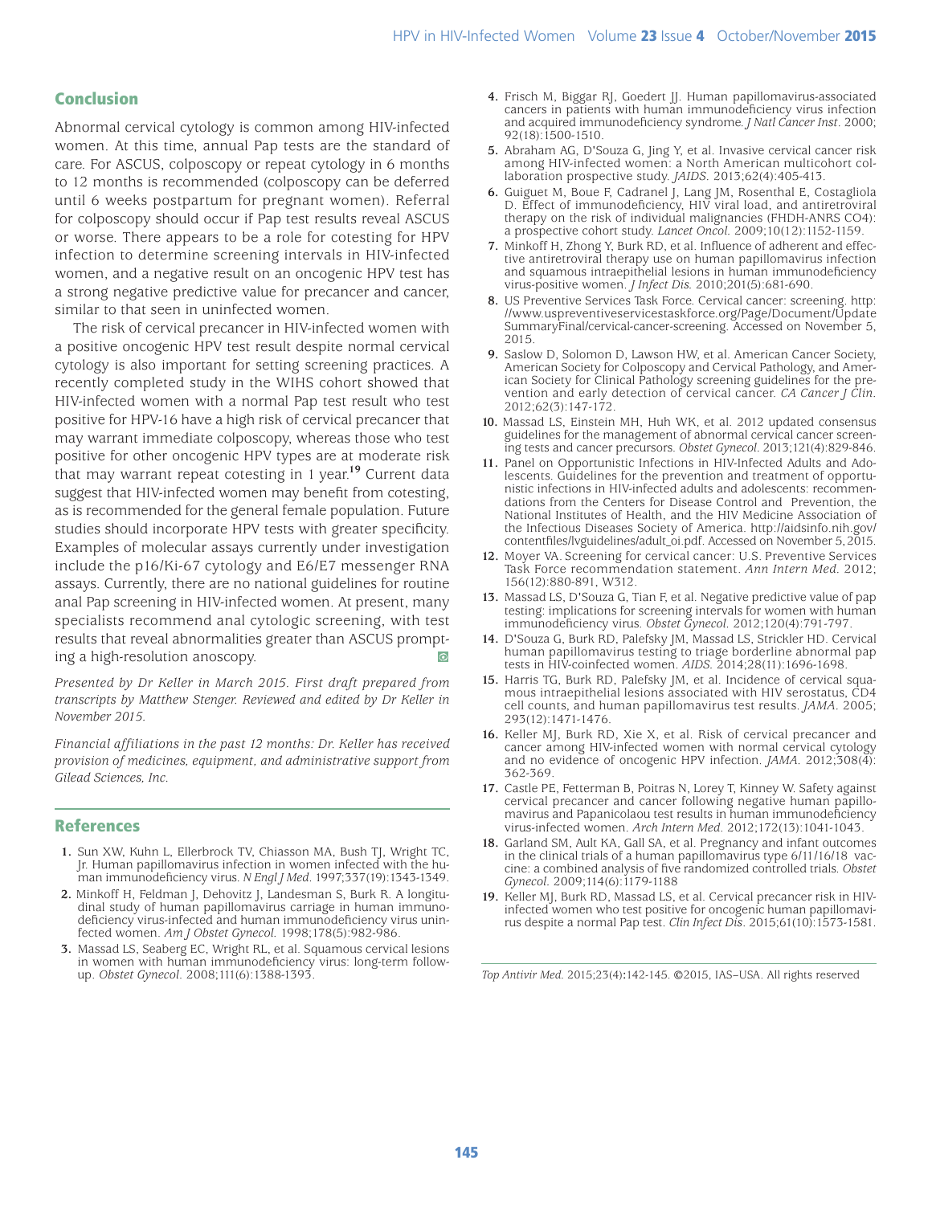## Conclusion

Abnormal cervical cytology is common among HIV-infected women. At this time, annual Pap tests are the standard of care. For ASCUS, colposcopy or repeat cytology in 6 months to 12 months is recommended (colposcopy can be deferred until 6 weeks postpartum for pregnant women). Referral for colposcopy should occur if Pap test results reveal ASCUS or worse. There appears to be a role for cotesting for HPV infection to determine screening intervals in HIV-infected women, and a negative result on an oncogenic HPV test has a strong negative predictive value for precancer and cancer, similar to that seen in uninfected women.

The risk of cervical precancer in HIV-infected women with a positive oncogenic HPV test result despite normal cervical cytology is also important for setting screening practices. A recently completed study in the WIHS cohort showed that HIV-infected women with a normal Pap test result who test positive for HPV-16 have a high risk of cervical precancer that may warrant immediate colposcopy, whereas those who test positive for other oncogenic HPV types are at moderate risk that may warrant repeat cotesting in 1 year.[19] Current data suggest that HIV-infected women may benefit from cotesting, as is recommended for the general female population. Future studies should incorporate HPV tests with greater specificity. Examples of molecular assays currently under investigation include the p16/Ki-67 cytology and E6/E7 messenger RNA assays. Currently, there are no national guidelines for routine anal Pap screening in HIV-infected women. At present, many specialists recommend anal cytologic screening, with test results that reveal abnormalities greater than ASCUS prompting a high-resolution anoscopy.

*Presented by Dr Keller in March 2015. First draft prepared from transcripts by Matthew Stenger. Reviewed and edited by Dr Keller in November 2015.*

*Financial affiliations in the past 12 months: Dr. Keller has received provision of medicines, equipment, and administrative support from Gilead Sciences, Inc.*

## References

1. Sun XW, Kuhn L, Ellerbrock TV, Chiasson MA, Bush TJ, Wright TC, Jr. Human papillomavirus infection in women infected with the human immunodeficiency virus. *N Engl J Med*. 1997;337(19):1343-1349.
2. Minkoff H, Feldman J, Dehovitz J, Landesman S, Burk R. A longitudinal study of human papillomavirus carriage in human immunodeficiency virus-infected and human immunodeficiency virus uninfected women. *Am J Obstet Gynecol.* 1998;178(5):982-986.
3. Massad LS, Seaberg EC, Wright RL, et al. Squamous cervical lesions in women with human immunodeficiency virus: long-term follow-up. *Obstet Gynecol.* 2008;111(6):1388-1393.
4. Frisch M, Biggar RJ, Goedert JJ. Human papillomavirus-associated cancers in patients with human immunodeficiency virus infection and acquired immunodeficiency syndrome. *J Natl Cancer Inst*. 2000; 92(18):1500-1510.
5. Abraham AG, D'Souza G, Jing Y, et al. Invasive cervical cancer risk among HIV-infected women: a North American multicohort collaboration prospective study. *JAIDS*. 2013;62(4):405-413.
6. Guiguet M, Boue F, Cadranel J, Lang JM, Rosenthal E, Costagliola D. Effect of immunodeficiency, HIV viral load, and antiretroviral therapy on the risk of individual malignancies (FHDH-ANRS CO4): a prospective cohort study. *Lancet Oncol.* 2009;10(12):1152-1159.
7. Minkoff H, Zhong Y, Burk RD, et al. Influence of adherent and effective antiretroviral therapy use on human papillomavirus infection and squamous intraepithelial lesions in human immunodeficiency virus-positive women. *J Infect Dis.* 2010;201(5):681-690.
8. US Preventive Services Task Force. Cervical cancer: screening. http://www.uspreventiveservicestaskforce.org/Page/Document/UpdateSummaryFinal/cervical-cancer-screening. Accessed on November 5, 2015.
9. Saslow D, Solomon D, Lawson HW, et al. American Cancer Society, American Society for Colposcopy and Cervical Pathology, and American Society for Clinical Pathology screening guidelines for the prevention and early detection of cervical cancer. *CA Cancer J Clin*. 2012;62(3):147-172.
10. Massad LS, Einstein MH, Huh WK, et al. 2012 updated consensus guidelines for the management of abnormal cervical cancer screening tests and cancer precursors. *Obstet Gynecol.* 2013;121(4):829-846.
11. Panel on Opportunistic Infections in HIV-Infected Adults and Adolescents. Guidelines for the prevention and treatment of opportunistic infections in HIV-infected adults and adolescents: recommendations from the Centers for Disease Control and Prevention, the National Institutes of Health, and the HIV Medicine Association of the Infectious Diseases Society of America. http://aidsinfo.nih.gov/contentfiles/lvguidelines/adult_oi.pdf. Accessed on November 5, 2015.
12. Moyer VA. Screening for cervical cancer: U.S. Preventive Services Task Force recommendation statement. *Ann Intern Med.* 2012; 156(12):880-891, W312.
13. Massad LS, D'Souza G, Tian F, et al. Negative predictive value of pap testing: implications for screening intervals for women with human immunodeficiency virus. *Obstet Gynecol.* 2012;120(4):791-797.
14. D'Souza G, Burk RD, Palefsky JM, Massad LS, Strickler HD. Cervical human papillomavirus testing to triage borderline abnormal pap tests in HIV-coinfected women. *AIDS.* 2014;28(11):1696-1698.
15. Harris TG, Burk RD, Palefsky JM, et al. Incidence of cervical squamous intraepithelial lesions associated with HIV serostatus, CD4 cell counts, and human papillomavirus test results. *JAMA*. 2005; 293(12):1471-1476.
16. Keller MJ, Burk RD, Xie X, et al. Risk of cervical precancer and cancer among HIV-infected women with normal cervical cytology and no evidence of oncogenic HPV infection. *JAMA*. 2012;308(4): 362-369.
17. Castle PE, Fetterman B, Poitras N, Lorey T, Kinney W. Safety against cervical precancer and cancer following negative human papillomavirus and Papanicolaou test results in human immunodeficiency virus-infected women. *Arch Intern Med.* 2012;172(13):1041-1043.
18. Garland SM, Ault KA, Gall SA, et al. Pregnancy and infant outcomes in the clinical trials of a human papillomavirus type 6/11/16/18 vaccine: a combined analysis of five randomized controlled trials. *Obstet Gynecol.* 2009;114(6):1179-1188
19. Keller MJ, Burk RD, Massad LS, et al. Cervical precancer risk in HIV-infected women who test positive for oncogenic human papillomavirus despite a normal Pap test. *Clin Infect Dis*. 2015;61(10):1573-1581.

*Top Antivir Med.* 2015;23(4):142-145. ©2015, IAS–USA. All rights reserved